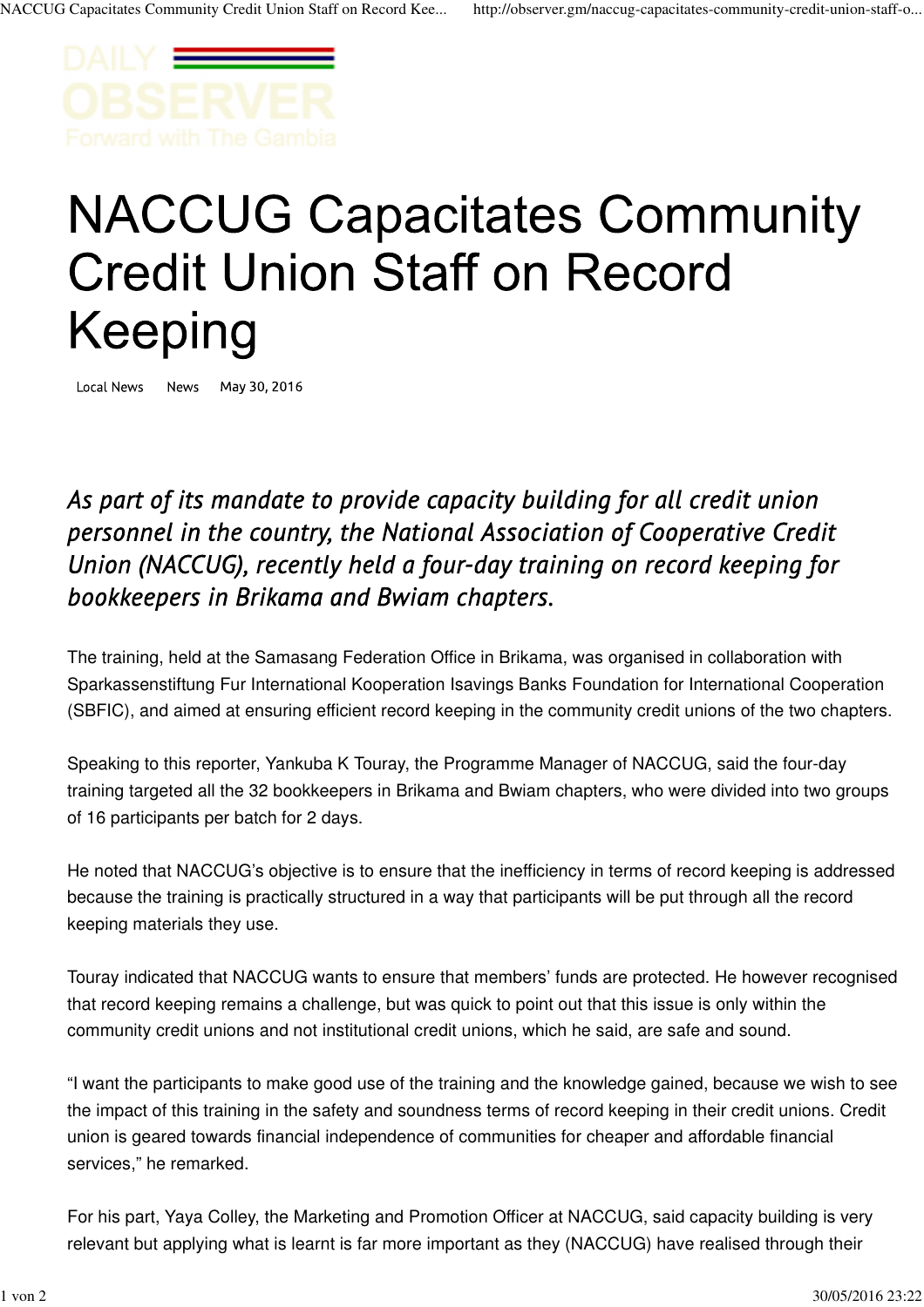# NACCUG Capacitates Community Credit Union Staff on Record Keeping

Local News News May 30, 2016

*As part of its mandate to provide capacity building for all credit union personnel in the country, the National Association of Cooperative Credit Union (NACCUG), recently held a four-day training on record keeping for bookkeepers in Brikama and Bwiam chapters.*

The training, held at the Samasang Federation Office in Brikama, was organised in collaboration with Sparkassenstiftung Fur International Kooperation Isavings Banks Foundation for International Cooperation (SBFIC), and aimed at ensuring efficient record keeping in the community credit unions of the two chapters.

Speaking to this reporter, Yankuba K Touray, the Programme Manager of NACCUG, said the four-day training targeted all the 32 bookkeepers in Brikama and Bwiam chapters, who were divided into two groups of 16 participants per batch for 2 days.

He noted that NACCUG's objective is to ensure that the inefficiency in terms of record keeping is addressed because the training is practically structured in a way that participants will be put through all the record keeping materials they use.

Touray indicated that NACCUG wants to ensure that members' funds are protected. He however recognised that record keeping remains a challenge, but was quick to point out that this issue is only within the community credit unions and not institutional credit unions, which he said, are safe and sound.

"I want the participants to make good use of the training and the knowledge gained, because we wish to see the impact of this training in the safety and soundness terms of record keeping in their credit unions. Credit union is geared towards financial independence of communities for cheaper and affordable financial services," he remarked.

For his part, Yaya Colley, the Marketing and Promotion Officer at NACCUG, said capacity building is very relevant but applying what is learnt is far more important as they (NACCUG) have realised through their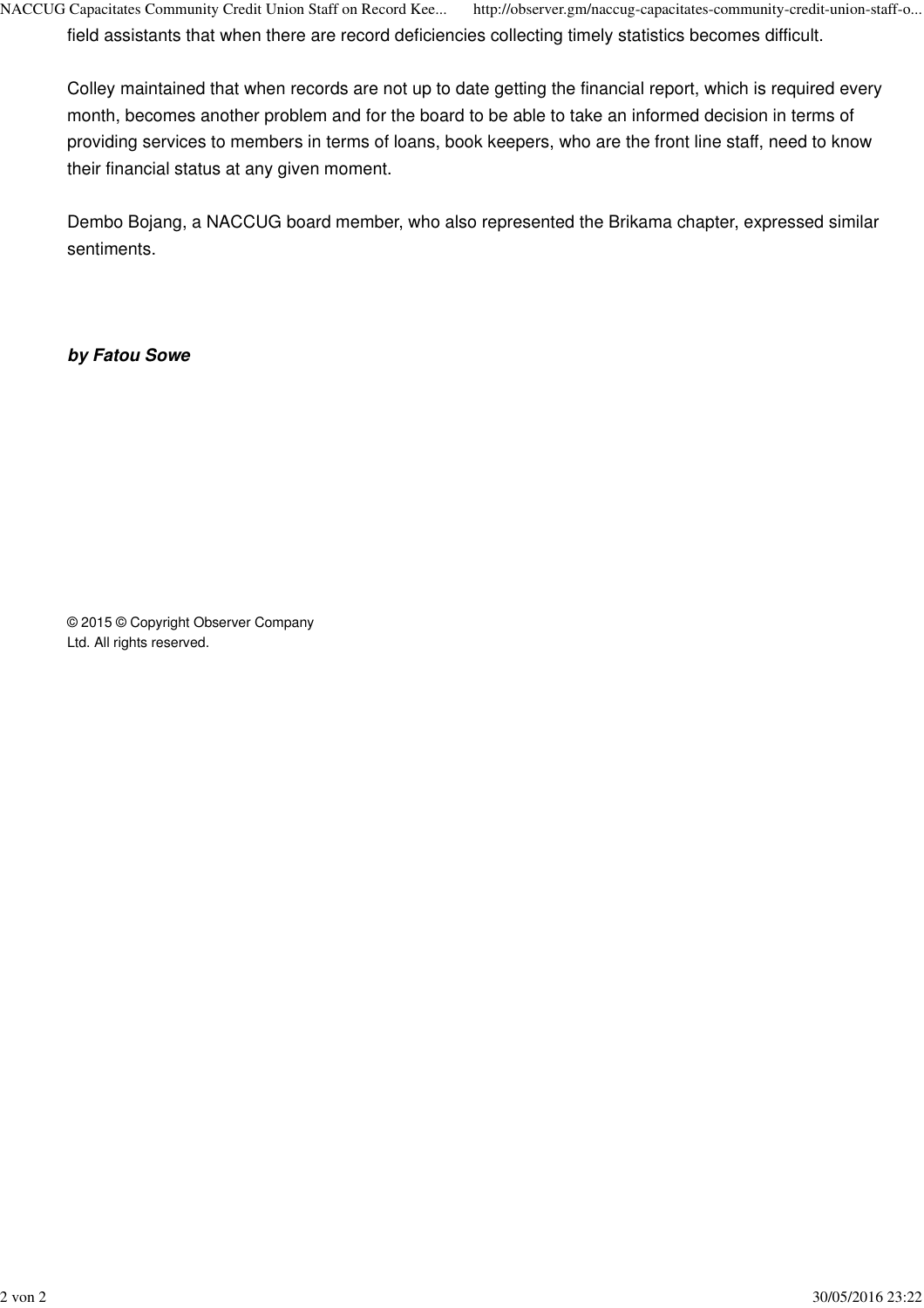field assistants that when there are record deficiencies collecting timely statistics becomes difficult.

Colley maintained that when records are not up to date getting the financial report, which is required every month, becomes another problem and for the board to be able to take an informed decision in terms of providing services to members in terms of loans, book keepers, who are the front line staff, need to know their financial status at any given moment.

Dembo Bojang, a NACCUG board member, who also represented the Brikama chapter, expressed similar sentiments.

***by Fatou Sowe***

© 2015 © Copyright Observer Company Ltd. All rights reserved.